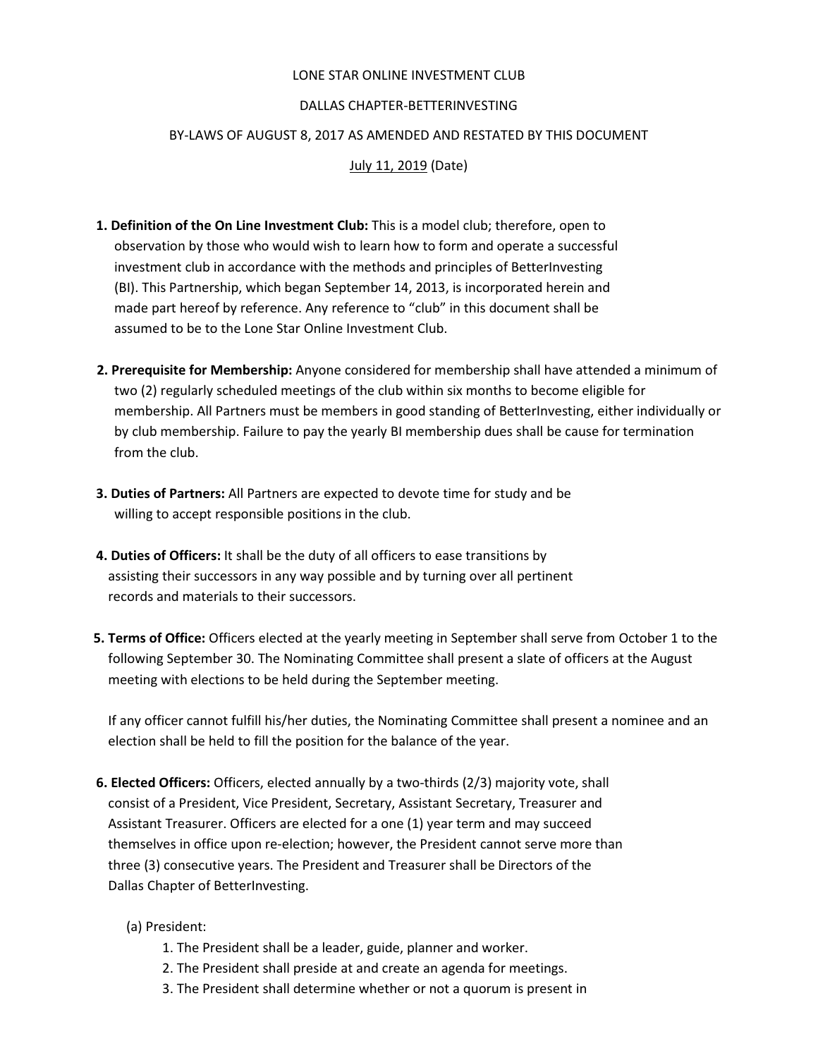# LONE STAR ONLINE INVESTMENT CLUB

## DALLAS CHAPTER-BETTERINVESTING

## BY-LAWS OF AUGUST 8, 2017 AS AMENDED AND RESTATED BY THIS DOCUMENT

July 11, 2019 (Date)

1. **Definition of the On Line Investment Club:** This is a model club; therefore, open to observation by those who would wish to learn how to form and operate a successful investment club in accordance with the methods and principles of BetterInvesting (BI). This Partnership, which began September 14, 2013, is incorporated herein and made part hereof by reference. Any reference to "club" in this document shall be assumed to be to the Lone Star Online Investment Club.

2. **Prerequisite for Membership:** Anyone considered for membership shall have attended a minimum of two (2) regularly scheduled meetings of the club within six months to become eligible for membership. All Partners must be members in good standing of BetterInvesting, either individually or by club membership. Failure to pay the yearly BI membership dues shall be cause for termination from the club.

3. **Duties of Partners:** All Partners are expected to devote time for study and be willing to accept responsible positions in the club.

4. **Duties of Officers:** It shall be the duty of all officers to ease transitions by assisting their successors in any way possible and by turning over all pertinent records and materials to their successors.

5. **Terms of Office:** Officers elected at the yearly meeting in September shall serve from October 1 to the following September 30. The Nominating Committee shall present a slate of officers at the August meeting with elections to be held during the September meeting.

   If any officer cannot fulfill his/her duties, the Nominating Committee shall present a nominee and an election shall be held to fill the position for the balance of the year.

6. **Elected Officers:** Officers, elected annually by a two-thirds (2/3) majority vote, shall consist of a President, Vice President, Secretary, Assistant Secretary, Treasurer and Assistant Treasurer. Officers are elected for a one (1) year term and may succeed themselves in office upon re-election; however, the President cannot serve more than three (3) consecutive years. The President and Treasurer shall be Directors of the Dallas Chapter of BetterInvesting.

   (a) President:

   1. The President shall be a leader, guide, planner and worker.
   2. The President shall preside at and create an agenda for meetings.
   3. The President shall determine whether or not a quorum is present in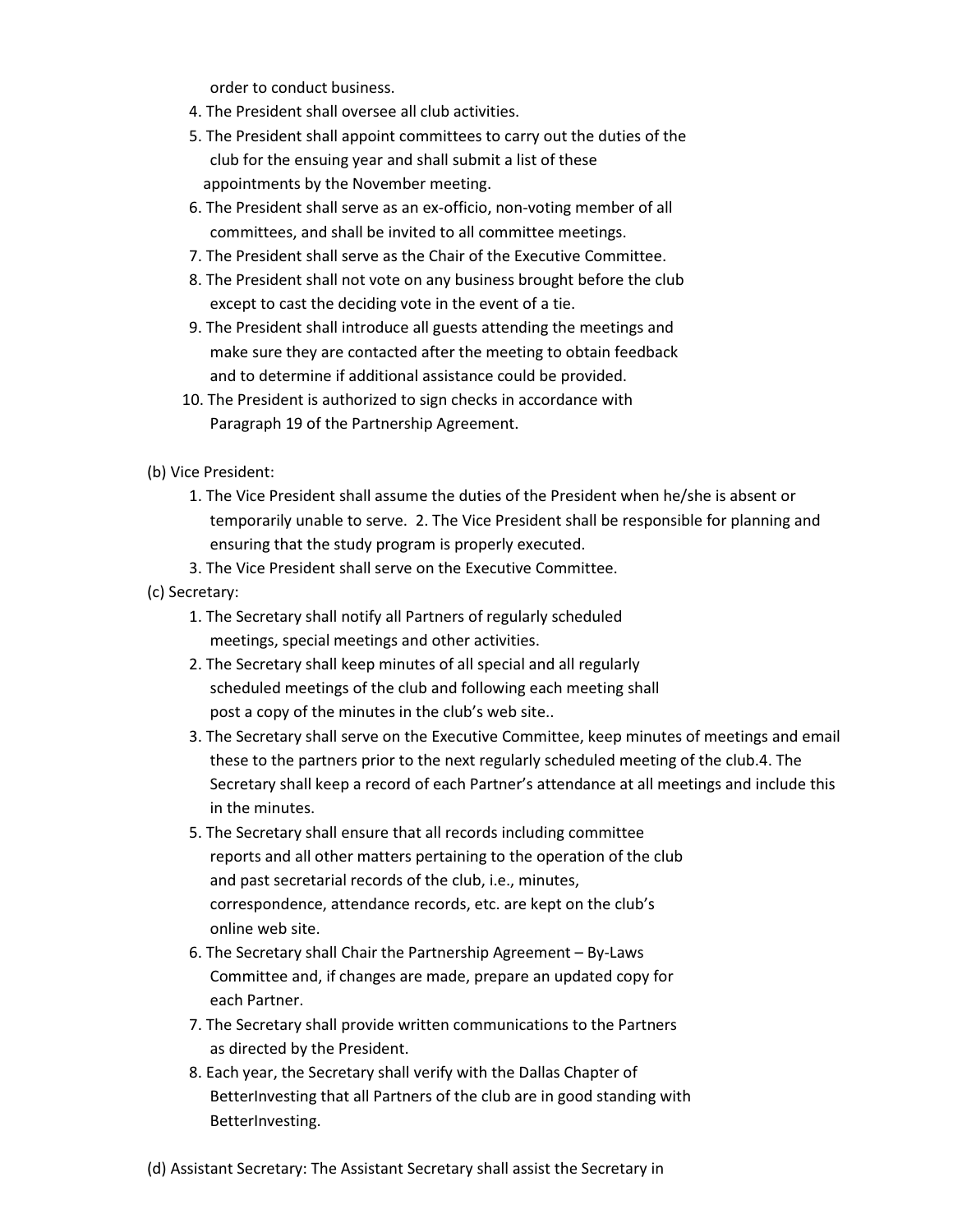order to conduct business.

4. The President shall oversee all club activities.
5. The President shall appoint committees to carry out the duties of the club for the ensuing year and shall submit a list of these appointments by the November meeting.
6. The President shall serve as an ex-officio, non-voting member of all committees, and shall be invited to all committee meetings.
7. The President shall serve as the Chair of the Executive Committee.
8. The President shall not vote on any business brought before the club except to cast the deciding vote in the event of a tie.
9. The President shall introduce all guests attending the meetings and make sure they are contacted after the meeting to obtain feedback and to determine if additional assistance could be provided.
10. The President is authorized to sign checks in accordance with Paragraph 19 of the Partnership Agreement.

(b) Vice President:

1. The Vice President shall assume the duties of the President when he/she is absent or temporarily unable to serve. 2. The Vice President shall be responsible for planning and ensuring that the study program is properly executed.
3. The Vice President shall serve on the Executive Committee.

(c) Secretary:

1. The Secretary shall notify all Partners of regularly scheduled meetings, special meetings and other activities.
2. The Secretary shall keep minutes of all special and all regularly scheduled meetings of the club and following each meeting shall post a copy of the minutes in the club's web site..
3. The Secretary shall serve on the Executive Committee, keep minutes of meetings and email these to the partners prior to the next regularly scheduled meeting of the club.4. The Secretary shall keep a record of each Partner's attendance at all meetings and include this in the minutes.
5. The Secretary shall ensure that all records including committee reports and all other matters pertaining to the operation of the club and past secretarial records of the club, i.e., minutes, correspondence, attendance records, etc. are kept on the club's online web site.
6. The Secretary shall Chair the Partnership Agreement – By-Laws Committee and, if changes are made, prepare an updated copy for each Partner.
7. The Secretary shall provide written communications to the Partners as directed by the President.
8. Each year, the Secretary shall verify with the Dallas Chapter of BetterInvesting that all Partners of the club are in good standing with BetterInvesting.

(d) Assistant Secretary: The Assistant Secretary shall assist the Secretary in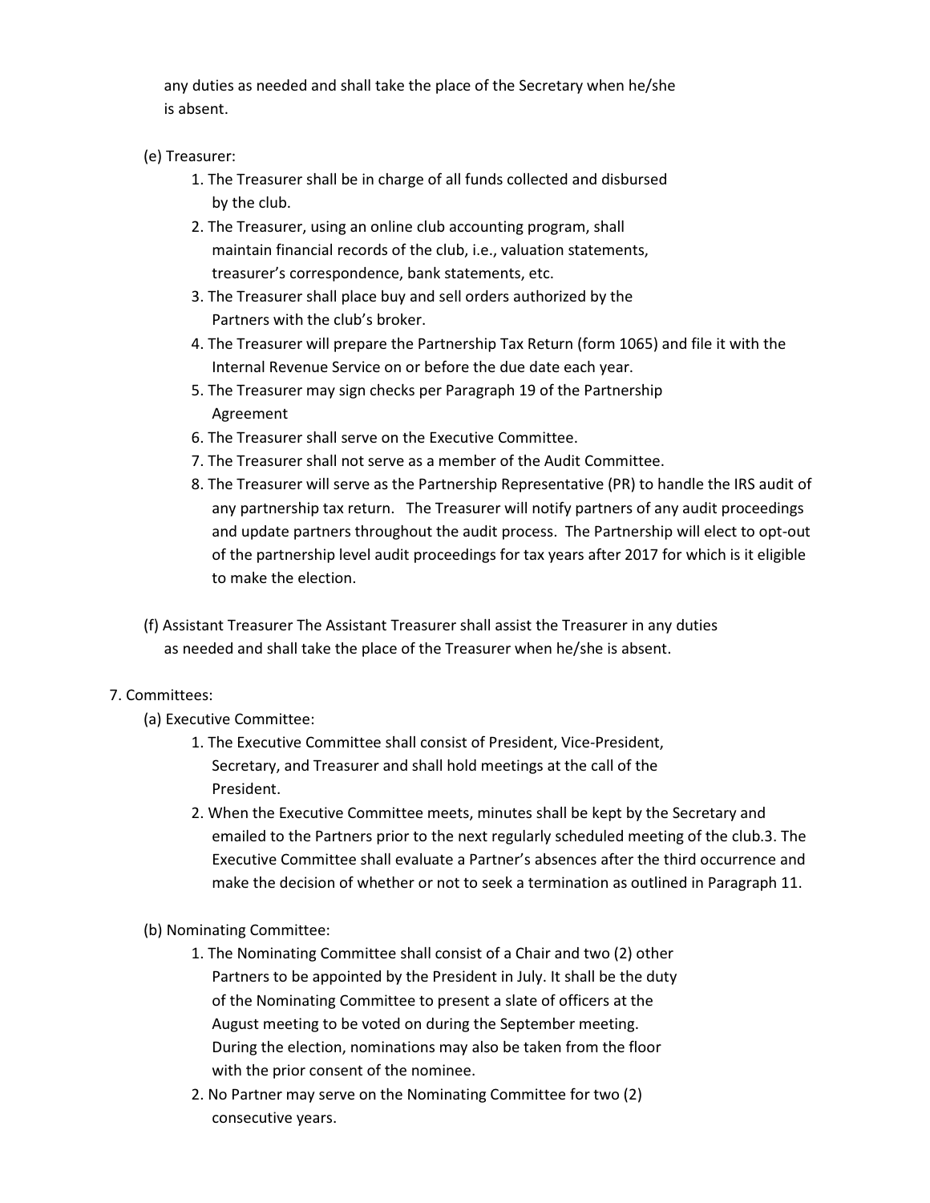any duties as needed and shall take the place of the Secretary when he/she is absent.

(e) Treasurer:

1. The Treasurer shall be in charge of all funds collected and disbursed by the club.
2. The Treasurer, using an online club accounting program, shall maintain financial records of the club, i.e., valuation statements, treasurer's correspondence, bank statements, etc.
3. The Treasurer shall place buy and sell orders authorized by the Partners with the club's broker.
4. The Treasurer will prepare the Partnership Tax Return (form 1065) and file it with the Internal Revenue Service on or before the due date each year.
5. The Treasurer may sign checks per Paragraph 19 of the Partnership Agreement
6. The Treasurer shall serve on the Executive Committee.
7. The Treasurer shall not serve as a member of the Audit Committee.
8. The Treasurer will serve as the Partnership Representative (PR) to handle the IRS audit of any partnership tax return. The Treasurer will notify partners of any audit proceedings and update partners throughout the audit process. The Partnership will elect to opt-out of the partnership level audit proceedings for tax years after 2017 for which is it eligible to make the election.

(f) Assistant Treasurer The Assistant Treasurer shall assist the Treasurer in any duties as needed and shall take the place of the Treasurer when he/she is absent.

7. Committees:

(a) Executive Committee:

1. The Executive Committee shall consist of President, Vice-President, Secretary, and Treasurer and shall hold meetings at the call of the President.
2. When the Executive Committee meets, minutes shall be kept by the Secretary and emailed to the Partners prior to the next regularly scheduled meeting of the club.3. The Executive Committee shall evaluate a Partner's absences after the third occurrence and make the decision of whether or not to seek a termination as outlined in Paragraph 11.

(b) Nominating Committee:

1. The Nominating Committee shall consist of a Chair and two (2) other Partners to be appointed by the President in July. It shall be the duty of the Nominating Committee to present a slate of officers at the August meeting to be voted on during the September meeting. During the election, nominations may also be taken from the floor with the prior consent of the nominee.
2. No Partner may serve on the Nominating Committee for two (2) consecutive years.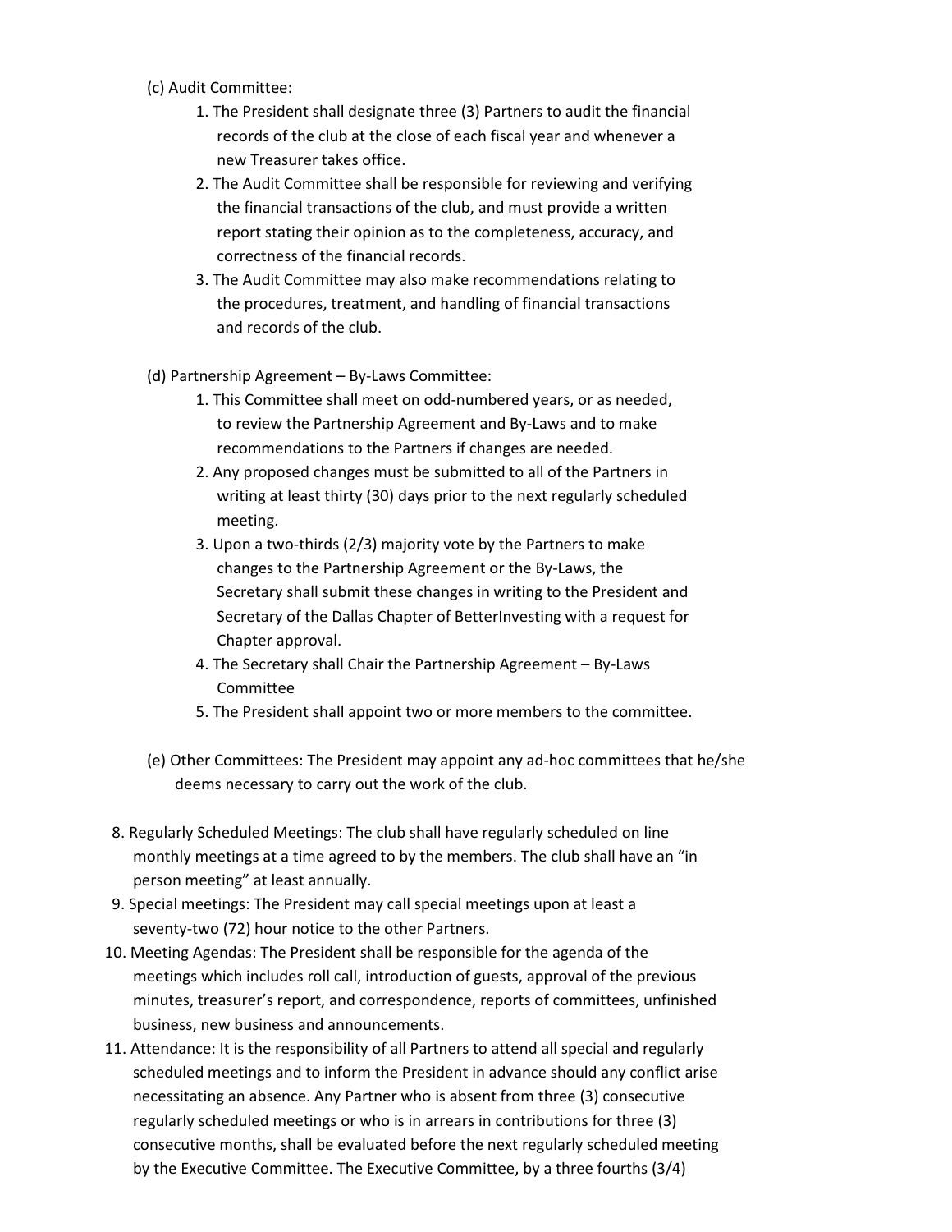(c) Audit Committee:

1. The President shall designate three (3) Partners to audit the financial records of the club at the close of each fiscal year and whenever a new Treasurer takes office.
2. The Audit Committee shall be responsible for reviewing and verifying the financial transactions of the club, and must provide a written report stating their opinion as to the completeness, accuracy, and correctness of the financial records.
3. The Audit Committee may also make recommendations relating to the procedures, treatment, and handling of financial transactions and records of the club.

(d) Partnership Agreement – By-Laws Committee:

1. This Committee shall meet on odd-numbered years, or as needed, to review the Partnership Agreement and By-Laws and to make recommendations to the Partners if changes are needed.
2. Any proposed changes must be submitted to all of the Partners in writing at least thirty (30) days prior to the next regularly scheduled meeting.
3. Upon a two-thirds (2/3) majority vote by the Partners to make changes to the Partnership Agreement or the By-Laws, the Secretary shall submit these changes in writing to the President and Secretary of the Dallas Chapter of BetterInvesting with a request for Chapter approval.
4. The Secretary shall Chair the Partnership Agreement – By-Laws Committee
5. The President shall appoint two or more members to the committee.

(e) Other Committees: The President may appoint any ad-hoc committees that he/she deems necessary to carry out the work of the club.

8. Regularly Scheduled Meetings: The club shall have regularly scheduled on line monthly meetings at a time agreed to by the members. The club shall have an "in person meeting" at least annually.
9. Special meetings: The President may call special meetings upon at least a seventy-two (72) hour notice to the other Partners.
10. Meeting Agendas: The President shall be responsible for the agenda of the meetings which includes roll call, introduction of guests, approval of the previous minutes, treasurer's report, and correspondence, reports of committees, unfinished business, new business and announcements.
11. Attendance: It is the responsibility of all Partners to attend all special and regularly scheduled meetings and to inform the President in advance should any conflict arise necessitating an absence. Any Partner who is absent from three (3) consecutive regularly scheduled meetings or who is in arrears in contributions for three (3) consecutive months, shall be evaluated before the next regularly scheduled meeting by the Executive Committee. The Executive Committee, by a three fourths (3/4)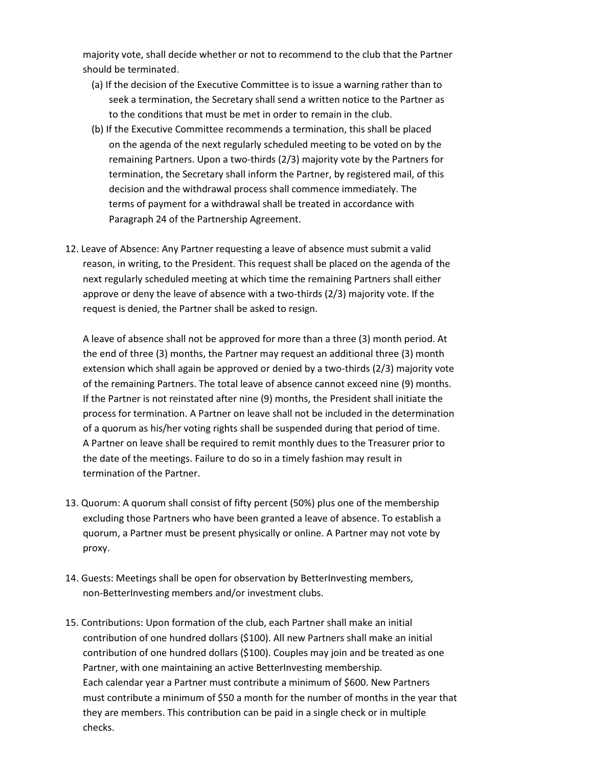majority vote, shall decide whether or not to recommend to the club that the Partner should be terminated.

(a) If the decision of the Executive Committee is to issue a warning rather than to seek a termination, the Secretary shall send a written notice to the Partner as to the conditions that must be met in order to remain in the club.

(b) If the Executive Committee recommends a termination, this shall be placed on the agenda of the next regularly scheduled meeting to be voted on by the remaining Partners. Upon a two-thirds (2/3) majority vote by the Partners for termination, the Secretary shall inform the Partner, by registered mail, of this decision and the withdrawal process shall commence immediately. The terms of payment for a withdrawal shall be treated in accordance with Paragraph 24 of the Partnership Agreement.

12. Leave of Absence: Any Partner requesting a leave of absence must submit a valid reason, in writing, to the President. This request shall be placed on the agenda of the next regularly scheduled meeting at which time the remaining Partners shall either approve or deny the leave of absence with a two-thirds (2/3) majority vote. If the request is denied, the Partner shall be asked to resign.

    A leave of absence shall not be approved for more than a three (3) month period. At the end of three (3) months, the Partner may request an additional three (3) month extension which shall again be approved or denied by a two-thirds (2/3) majority vote of the remaining Partners. The total leave of absence cannot exceed nine (9) months. If the Partner is not reinstated after nine (9) months, the President shall initiate the process for termination. A Partner on leave shall not be included in the determination of a quorum as his/her voting rights shall be suspended during that period of time. A Partner on leave shall be required to remit monthly dues to the Treasurer prior to the date of the meetings. Failure to do so in a timely fashion may result in termination of the Partner.

13. Quorum: A quorum shall consist of fifty percent (50%) plus one of the membership excluding those Partners who have been granted a leave of absence. To establish a quorum, a Partner must be present physically or online. A Partner may not vote by proxy.

14. Guests: Meetings shall be open for observation by BetterInvesting members, non-BetterInvesting members and/or investment clubs.

15. Contributions: Upon formation of the club, each Partner shall make an initial contribution of one hundred dollars ($100). All new Partners shall make an initial contribution of one hundred dollars ($100). Couples may join and be treated as one Partner, with one maintaining an active BetterInvesting membership.
    Each calendar year a Partner must contribute a minimum of $600. New Partners must contribute a minimum of $50 a month for the number of months in the year that they are members. This contribution can be paid in a single check or in multiple checks.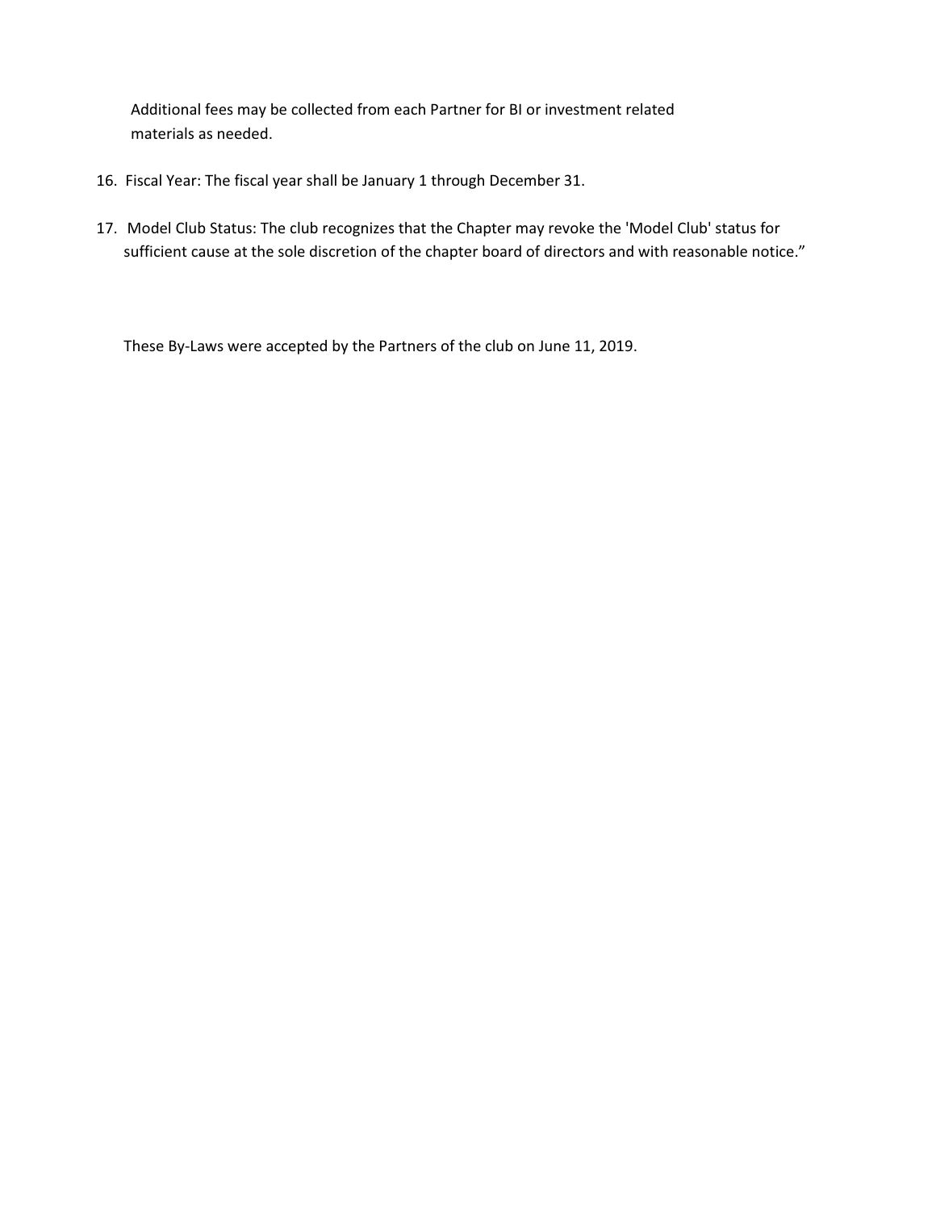Additional fees may be collected from each Partner for BI or investment related materials as needed.

16. Fiscal Year: The fiscal year shall be January 1 through December 31.

17. Model Club Status: The club recognizes that the Chapter may revoke the 'Model Club' status for sufficient cause at the sole discretion of the chapter board of directors and with reasonable notice."

These By-Laws were accepted by the Partners of the club on June 11, 2019.